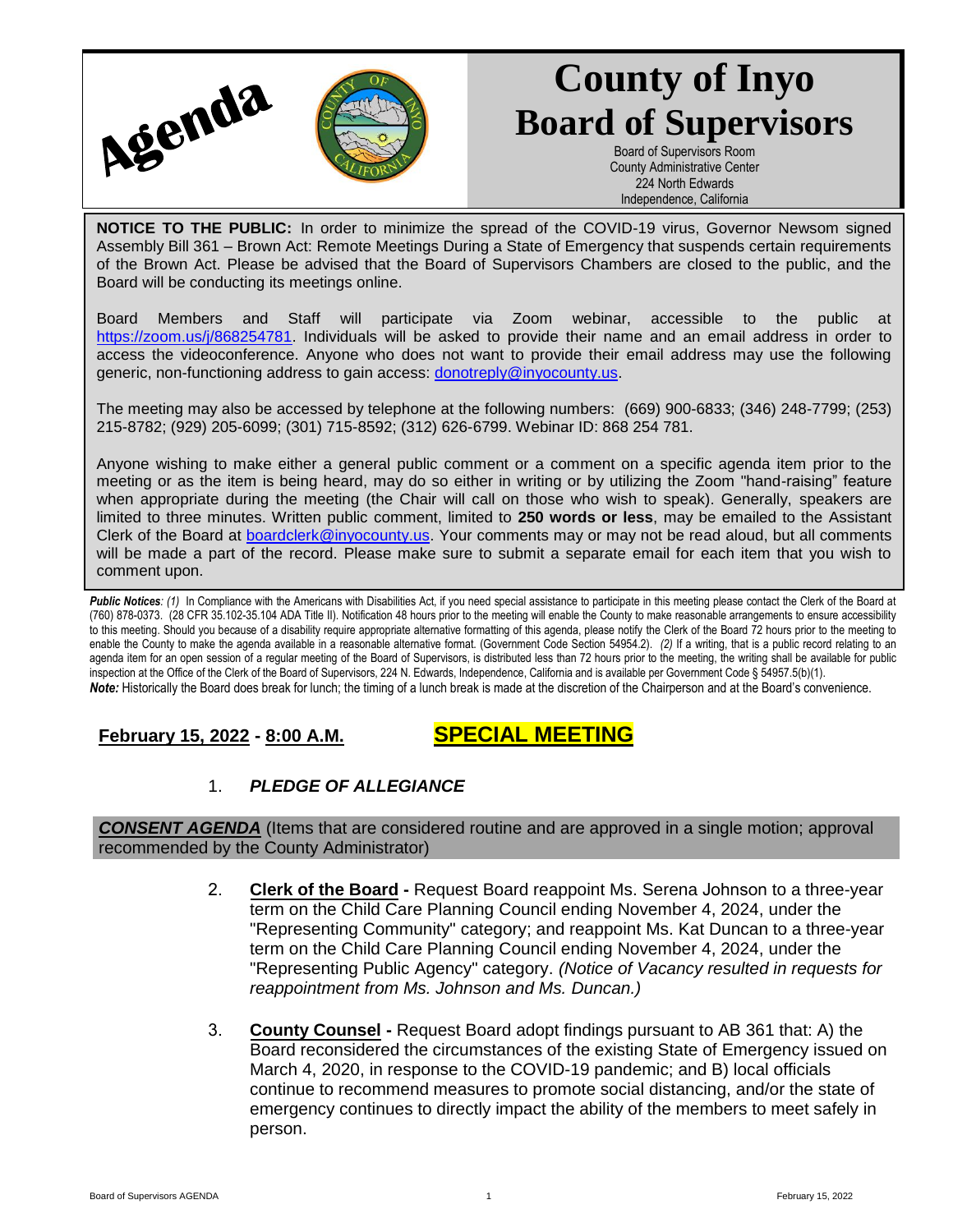# Agenda

# County of Inyo Board of Supervisors

Board of Supervisors Room
County Administrative Center
224 North Edwards
Independence, California

**NOTICE TO THE PUBLIC:** In order to minimize the spread of the COVID-19 virus, Governor Newsom signed Assembly Bill 361 – Brown Act: Remote Meetings During a State of Emergency that suspends certain requirements of the Brown Act. Please be advised that the Board of Supervisors Chambers are closed to the public, and the Board will be conducting its meetings online.

Board Members and Staff will participate via Zoom webinar, accessible to the public at https://zoom.us/j/868254781. Individuals will be asked to provide their name and an email address in order to access the videoconference. Anyone who does not want to provide their email address may use the following generic, non-functioning address to gain access: donotreply@inyocounty.us.

The meeting may also be accessed by telephone at the following numbers: (669) 900-6833; (346) 248-7799; (253) 215-8782; (929) 205-6099; (301) 715-8592; (312) 626-6799. Webinar ID: 868 254 781.

Anyone wishing to make either a general public comment or a comment on a specific agenda item prior to the meeting or as the item is being heard, may do so either in writing or by utilizing the Zoom "hand-raising" feature when appropriate during the meeting (the Chair will call on those who wish to speak). Generally, speakers are limited to three minutes. Written public comment, limited to **250 words or less**, may be emailed to the Assistant Clerk of the Board at boardclerk@inyocounty.us. Your comments may or may not be read aloud, but all comments will be made a part of the record. Please make sure to submit a separate email for each item that you wish to comment upon.

***Public Notices**: (1)* In Compliance with the Americans with Disabilities Act, if you need special assistance to participate in this meeting please contact the Clerk of the Board at (760) 878-0373. (28 CFR 35.102-35.104 ADA Title II). Notification 48 hours prior to the meeting will enable the County to make reasonable arrangements to ensure accessibility to this meeting. Should you because of a disability require appropriate alternative formatting of this agenda, please notify the Clerk of the Board 72 hours prior to the meeting to enable the County to make the agenda available in a reasonable alternative format. (Government Code Section 54954.2). *(2)* If a writing, that is a public record relating to an agenda item for an open session of a regular meeting of the Board of Supervisors, is distributed less than 72 hours prior to the meeting, the writing shall be available for public inspection at the Office of the Clerk of the Board of Supervisors, 224 N. Edwards, Independence, California and is available per Government Code § 54957.5(b)(1).
***Note:*** Historically the Board does break for lunch; the timing of a lunch break is made at the discretion of the Chairperson and at the Board's convenience.

**February 15, 2022 - 8:00 A.M.** **SPECIAL MEETING**

1. ***PLEDGE OF ALLEGIANCE***

***CONSENT AGENDA*** (Items that are considered routine and are approved in a single motion; approval recommended by the County Administrator)

2. **Clerk of the Board -** Request Board reappoint Ms. Serena Johnson to a three-year term on the Child Care Planning Council ending November 4, 2024, under the "Representing Community" category; and reappoint Ms. Kat Duncan to a three-year term on the Child Care Planning Council ending November 4, 2024, under the "Representing Public Agency" category. *(Notice of Vacancy resulted in requests for reappointment from Ms. Johnson and Ms. Duncan.)*

3. **County Counsel -** Request Board adopt findings pursuant to AB 361 that: A) the Board reconsidered the circumstances of the existing State of Emergency issued on March 4, 2020, in response to the COVID-19 pandemic; and B) local officials continue to recommend measures to promote social distancing, and/or the state of emergency continues to directly impact the ability of the members to meet safely in person.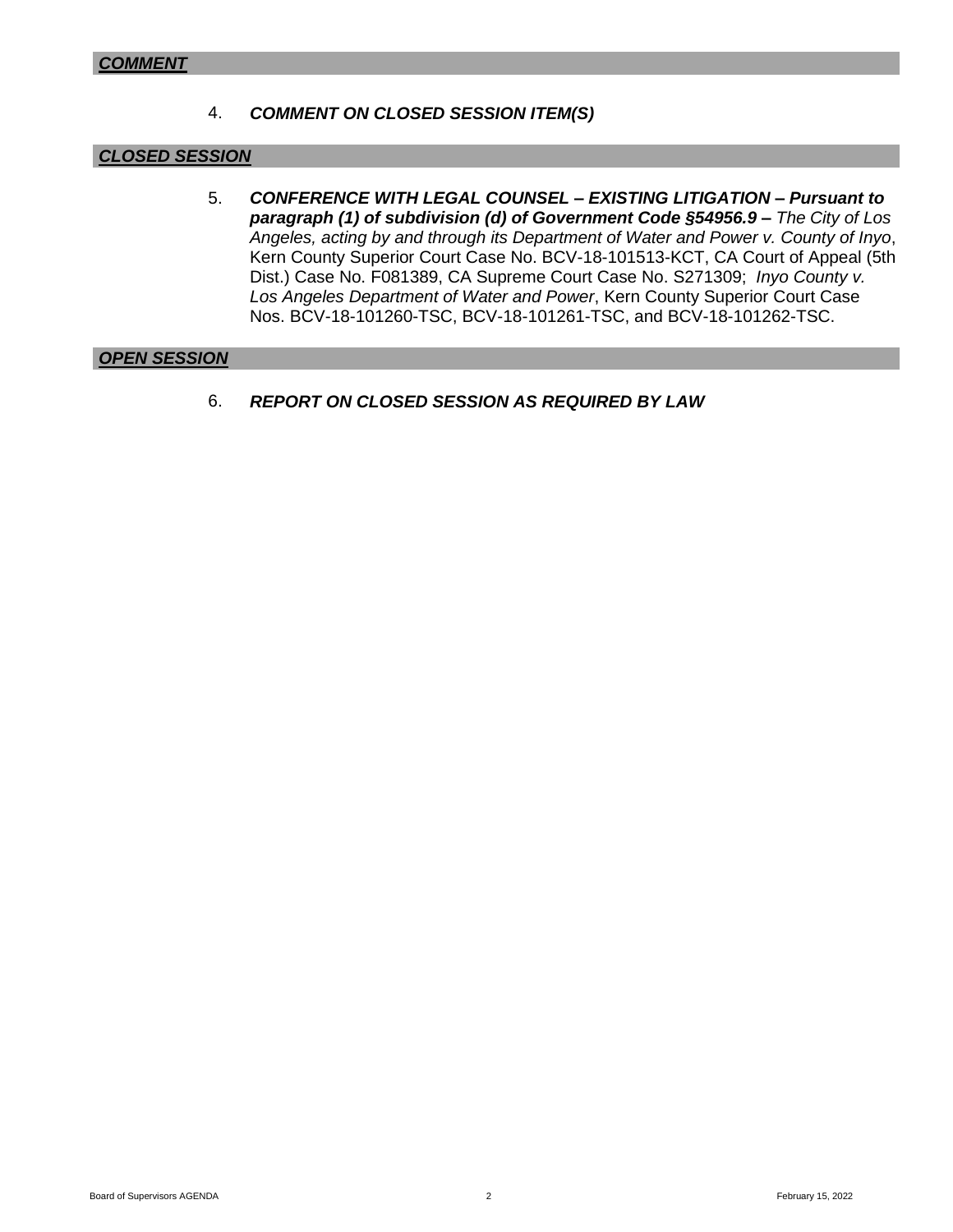## ***COMMENT***

4. ***COMMENT ON CLOSED SESSION ITEM(S)***

## ***CLOSED SESSION***

5. ***CONFERENCE WITH LEGAL COUNSEL – EXISTING LITIGATION – Pursuant to paragraph (1) of subdivision (d) of Government Code §54956.9 –*** *The City of Los Angeles, acting by and through its Department of Water and Power v. County of Inyo*, Kern County Superior Court Case No. BCV-18-101513-KCT, CA Court of Appeal (5th Dist.) Case No. F081389, CA Supreme Court Case No. S271309; *Inyo County v. Los Angeles Department of Water and Power*, Kern County Superior Court Case Nos. BCV-18-101260-TSC, BCV-18-101261-TSC, and BCV-18-101262-TSC.

## ***OPEN SESSION***

6. ***REPORT ON CLOSED SESSION AS REQUIRED BY LAW***